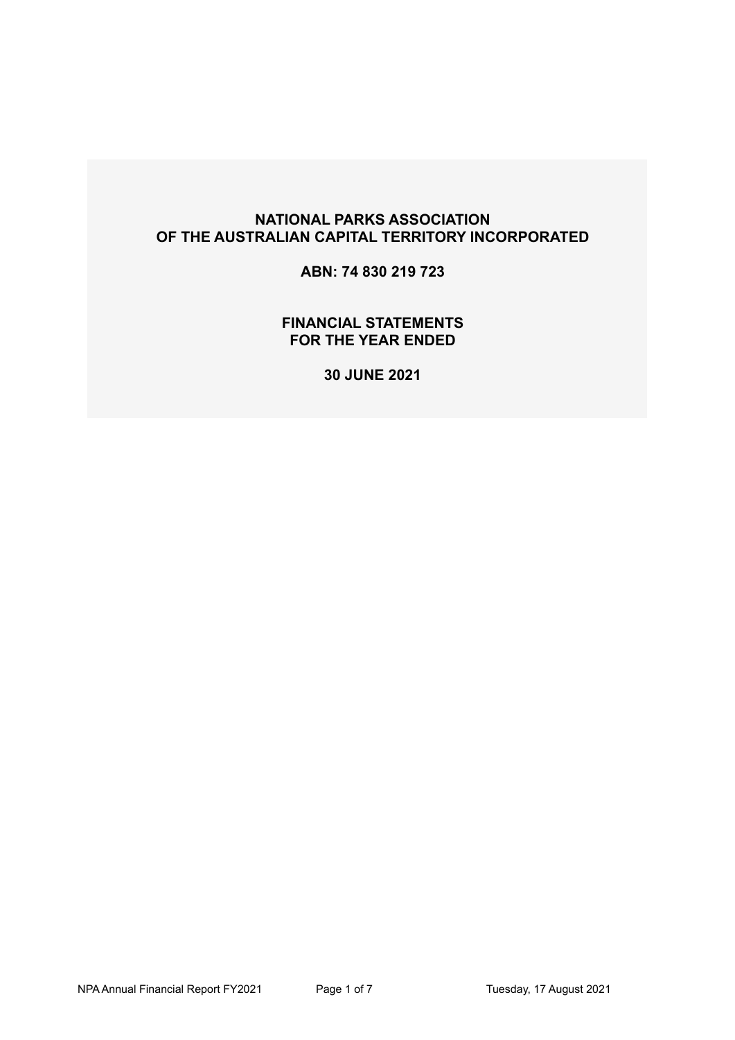# NATIONAL PARKS ASSOCIATION OF THE AUSTRALIAN CAPITAL TERRITORY INCORPORATED

## ABN: 74 830 219 723

## FINANCIAL STATEMENTS FOR THE YEAR ENDED

## 30 JUNE 2021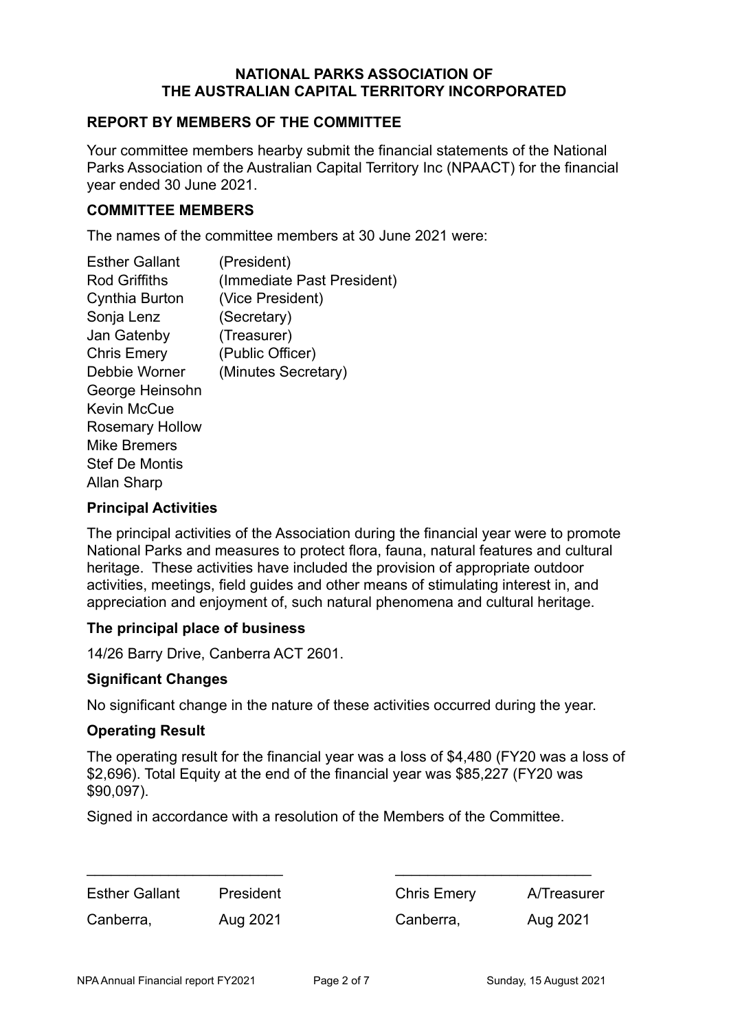**NATIONAL PARKS ASSOCIATION OF THE AUSTRALIAN CAPITAL TERRITORY INCORPORATED**

## REPORT BY MEMBERS OF THE COMMITTEE

Your committee members hearby submit the financial statements of the National Parks Association of the Australian Capital Territory Inc (NPAACT) for the financial year ended 30 June 2021.

## COMMITTEE MEMBERS

The names of the committee members at 30 June 2021 were:

| | |
|---|---|
| Esther Gallant | (President) |
| Rod Griffiths | (Immediate Past President) |
| Cynthia Burton | (Vice President) |
| Sonja Lenz | (Secretary) |
| Jan Gatenby | (Treasurer) |
| Chris Emery | (Public Officer) |
| Debbie Worner | (Minutes Secretary) |
| George Heinsohn | |
| Kevin McCue | |
| Rosemary Hollow | |
| Mike Bremers | |
| Stef De Montis | |
| Allan Sharp | |

### Principal Activities

The principal activities of the Association during the financial year were to promote National Parks and measures to protect flora, fauna, natural features and cultural heritage. These activities have included the provision of appropriate outdoor activities, meetings, field guides and other means of stimulating interest in, and appreciation and enjoyment of, such natural phenomena and cultural heritage.

### The principal place of business

14/26 Barry Drive, Canberra ACT 2601.

### Significant Changes

No significant change in the nature of these activities occurred during the year.

### Operating Result

The operating result for the financial year was a loss of $4,480 (FY20 was a loss of $2,696). Total Equity at the end of the financial year was $85,227 (FY20 was $90,097).

Signed in accordance with a resolution of the Members of the Committee.

| ________________________ | | ________________________ | |
|---|---|---|---|
| Esther Gallant | President | Chris Emery | A/Treasurer |
| Canberra, | Aug 2021 | Canberra, | Aug 2021 |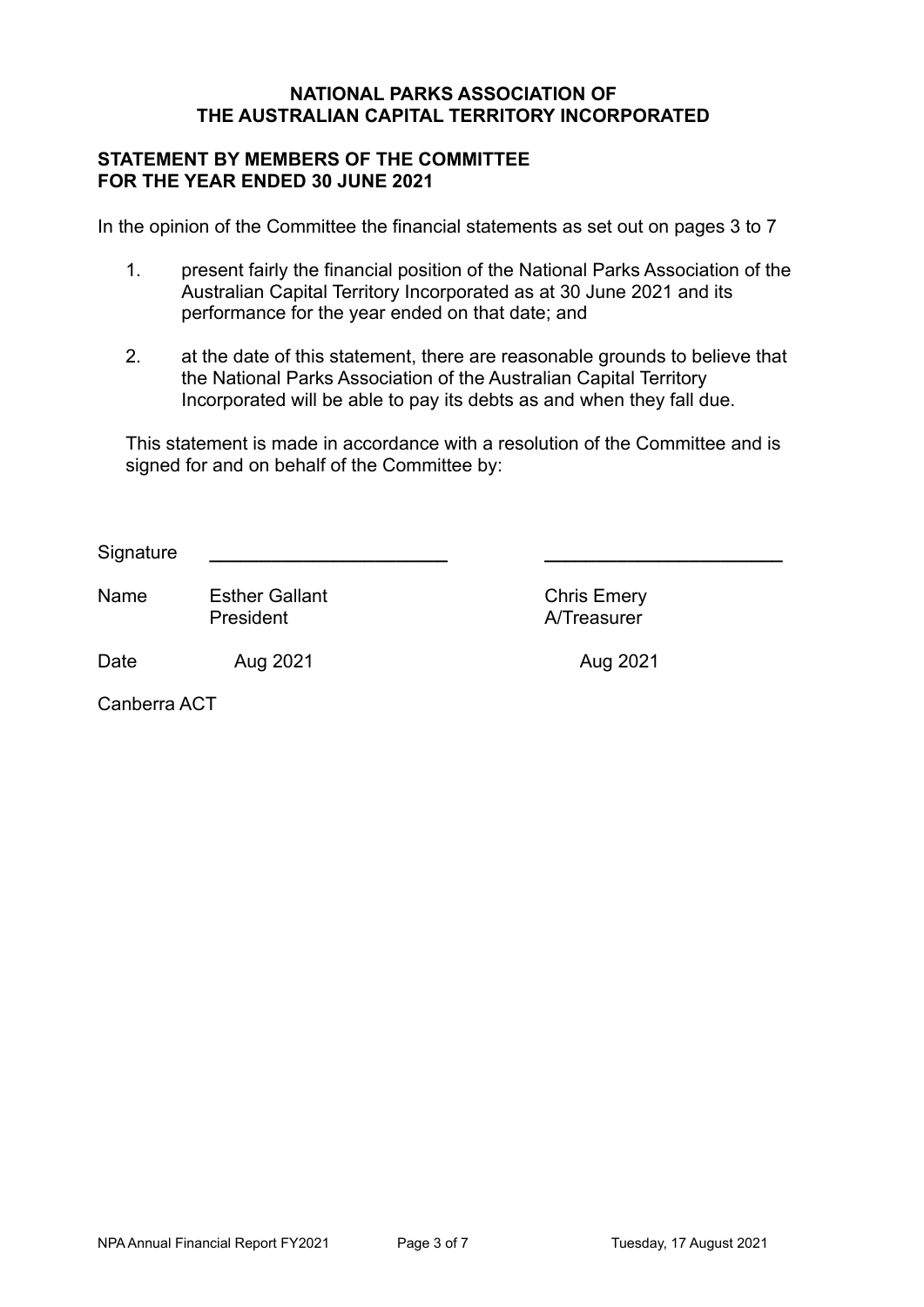**NATIONAL PARKS ASSOCIATION OF THE AUSTRALIAN CAPITAL TERRITORY INCORPORATED**

**STATEMENT BY MEMBERS OF THE COMMITTEE FOR THE YEAR ENDED 30 JUNE 2021**

In the opinion of the Committee the financial statements as set out on pages 3 to 7

1. present fairly the financial position of the National Parks Association of the Australian Capital Territory Incorporated as at 30 June 2021 and its performance for the year ended on that date; and

2. at the date of this statement, there are reasonable grounds to believe that the National Parks Association of the Australian Capital Territory Incorporated will be able to pay its debts as and when they fall due.

This statement is made in accordance with a resolution of the Committee and is signed for and on behalf of the Committee by:

| | | |
|---|---|---|
| Signature | \_\_\_\_\_\_\_\_\_\_\_\_\_\_\_\_\_\_\_\_\_\_\_ | \_\_\_\_\_\_\_\_\_\_\_\_\_\_\_\_\_\_\_\_\_\_\_ |
| Name | Esther Gallant<br>President | Chris Emery<br>A/Treasurer |
| Date | Aug 2021 | Aug 2021 |

Canberra ACT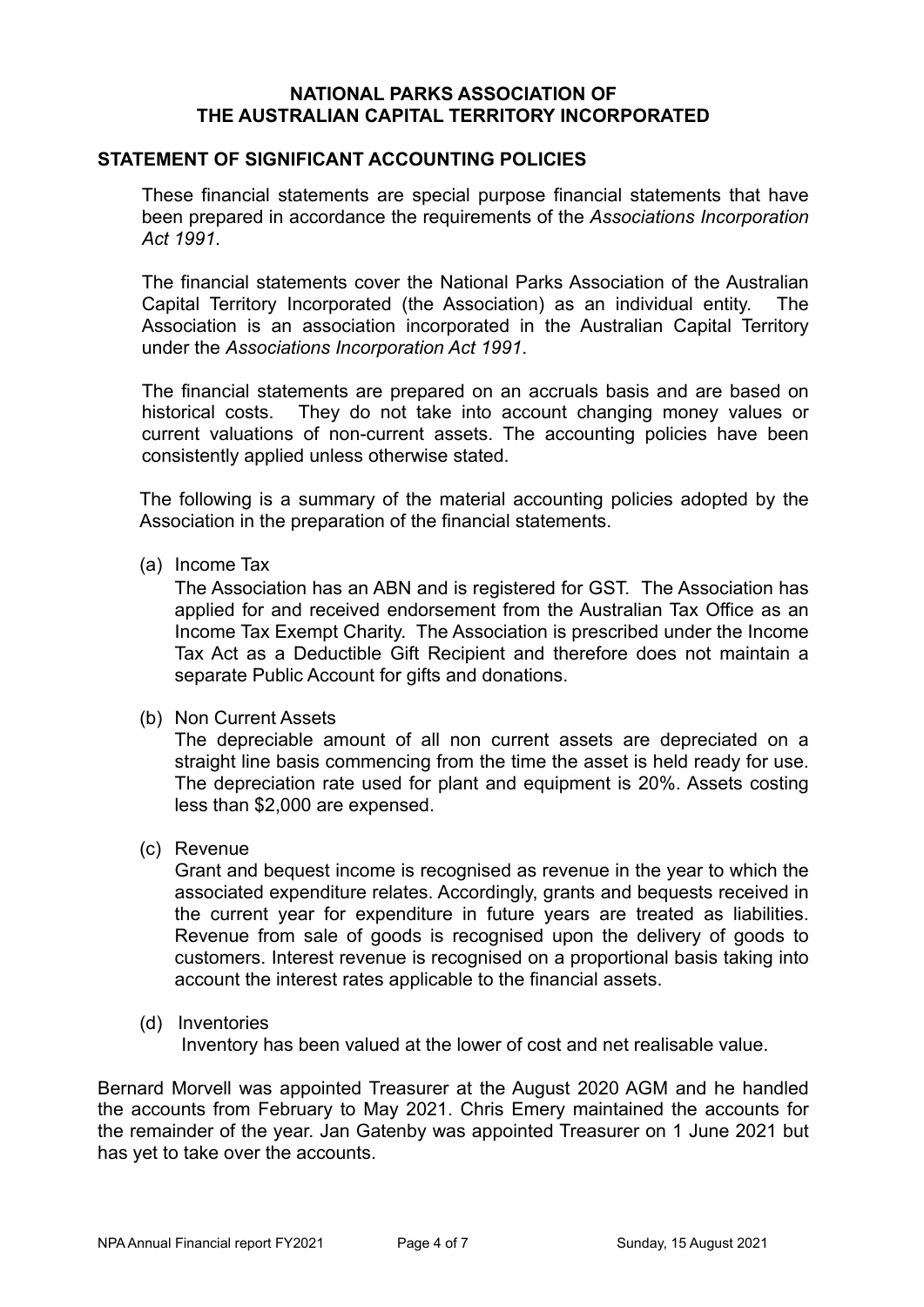**NATIONAL PARKS ASSOCIATION OF THE AUSTRALIAN CAPITAL TERRITORY INCORPORATED**

## STATEMENT OF SIGNIFICANT ACCOUNTING POLICIES

These financial statements are special purpose financial statements that have been prepared in accordance the requirements of the *Associations Incorporation Act 1991*.

The financial statements cover the National Parks Association of the Australian Capital Territory Incorporated (the Association) as an individual entity. The Association is an association incorporated in the Australian Capital Territory under the *Associations Incorporation Act 1991*.

The financial statements are prepared on an accruals basis and are based on historical costs. They do not take into account changing money values or current valuations of non-current assets. The accounting policies have been consistently applied unless otherwise stated.

The following is a summary of the material accounting policies adopted by the Association in the preparation of the financial statements.

(a) Income Tax

The Association has an ABN and is registered for GST. The Association has applied for and received endorsement from the Australian Tax Office as an Income Tax Exempt Charity. The Association is prescribed under the Income Tax Act as a Deductible Gift Recipient and therefore does not maintain a separate Public Account for gifts and donations.

(b) Non Current Assets

The depreciable amount of all non current assets are depreciated on a straight line basis commencing from the time the asset is held ready for use. The depreciation rate used for plant and equipment is 20%. Assets costing less than $2,000 are expensed.

(c) Revenue

Grant and bequest income is recognised as revenue in the year to which the associated expenditure relates. Accordingly, grants and bequests received in the current year for expenditure in future years are treated as liabilities. Revenue from sale of goods is recognised upon the delivery of goods to customers. Interest revenue is recognised on a proportional basis taking into account the interest rates applicable to the financial assets.

(d) Inventories

Inventory has been valued at the lower of cost and net realisable value.

Bernard Morvell was appointed Treasurer at the August 2020 AGM and he handled the accounts from February to May 2021. Chris Emery maintained the accounts for the remainder of the year. Jan Gatenby was appointed Treasurer on 1 June 2021 but has yet to take over the accounts.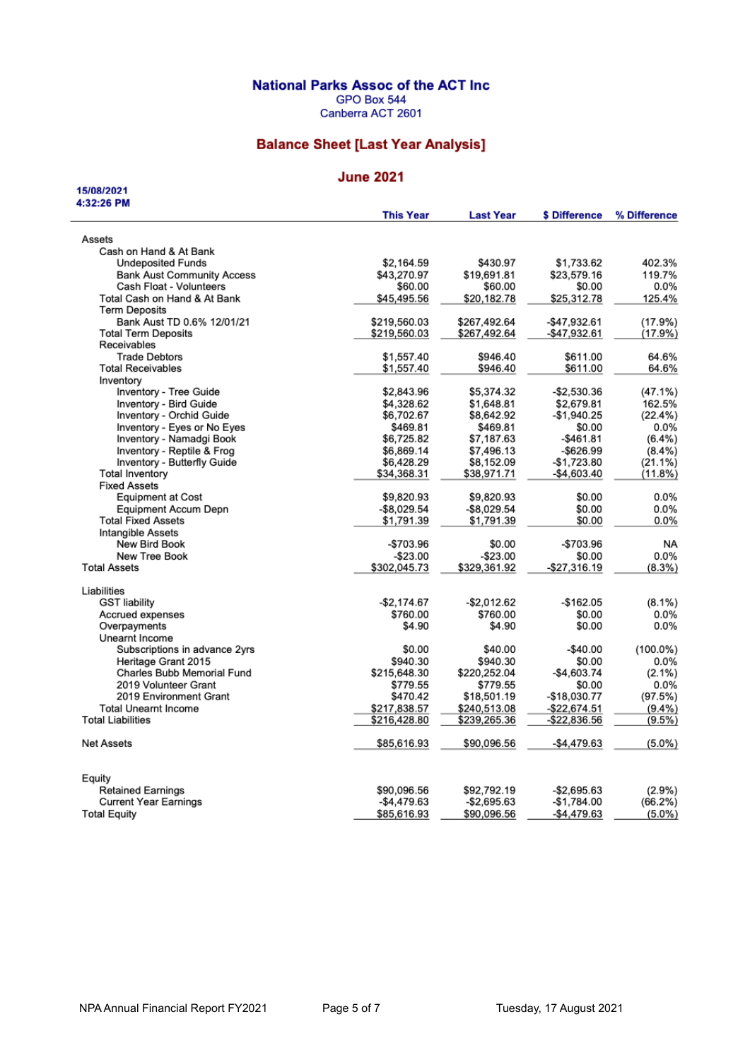# National Parks Assoc of the ACT Inc

GPO Box 544
Canberra ACT 2601

## Balance Sheet [Last Year Analysis]

## June 2021

15/08/2021
4:32:26 PM

| | This Year | Last Year | $ Difference | % Difference |
|---|---|---|---|---|
| **Assets** | | | | |
| Cash on Hand & At Bank | | | | |
| Undeposited Funds | $2,164.59 | $430.97 | $1,733.62 | 402.3% |
| Bank Aust Community Access | $43,270.97 | $19,691.81 | $23,579.16 | 119.7% |
| Cash Float - Volunteers | $60.00 | $60.00 | $0.00 | 0.0% |
| Total Cash on Hand & At Bank | $45,495.56 | $20,182.78 | $25,312.78 | 125.4% |
| Term Deposits | | | | |
| Bank Aust TD 0.6% 12/01/21 | $219,560.03 | $267,492.64 | -$47,932.61 | (17.9%) |
| Total Term Deposits | $219,560.03 | $267,492.64 | -$47,932.61 | (17.9%) |
| Receivables | | | | |
| Trade Debtors | $1,557.40 | $946.40 | $611.00 | 64.6% |
| Total Receivables | $1,557.40 | $946.40 | $611.00 | 64.6% |
| Inventory | | | | |
| Inventory - Tree Guide | $2,843.96 | $5,374.32 | -$2,530.36 | (47.1%) |
| Inventory - Bird Guide | $4,328.62 | $1,648.81 | $2,679.81 | 162.5% |
| Inventory - Orchid Guide | $6,702.67 | $8,642.92 | -$1,940.25 | (22.4%) |
| Inventory - Eyes or No Eyes | $469.81 | $469.81 | $0.00 | 0.0% |
| Inventory - Namadgi Book | $6,725.82 | $7,187.63 | -$461.81 | (6.4%) |
| Inventory - Reptile & Frog | $6,869.14 | $7,496.13 | -$626.99 | (8.4%) |
| Inventory - Butterfly Guide | $6,428.29 | $8,152.09 | -$1,723.80 | (21.1%) |
| Total Inventory | $34,368.31 | $38,971.71 | -$4,603.40 | (11.8%) |
| Fixed Assets | | | | |
| Equipment at Cost | $9,820.93 | $9,820.93 | $0.00 | 0.0% |
| Equipment Accum Depn | -$8,029.54 | -$8,029.54 | $0.00 | 0.0% |
| Total Fixed Assets | $1,791.39 | $1,791.39 | $0.00 | 0.0% |
| Intangible Assets | | | | |
| New Bird Book | -$703.96 | $0.00 | -$703.96 | NA |
| New Tree Book | -$23.00 | -$23.00 | $0.00 | 0.0% |
| **Total Assets** | $302,045.73 | $329,361.92 | -$27,316.19 | (8.3%) |
| **Liabilities** | | | | |
| GST liability | -$2,174.67 | -$2,012.62 | -$162.05 | (8.1%) |
| Accrued expenses | $760.00 | $760.00 | $0.00 | 0.0% |
| Overpayments | $4.90 | $4.90 | $0.00 | 0.0% |
| Unearnt Income | | | | |
| Subscriptions in advance 2yrs | $0.00 | $40.00 | -$40.00 | (100.0%) |
| Heritage Grant 2015 | $940.30 | $940.30 | $0.00 | 0.0% |
| Charles Bubb Memorial Fund | $215,648.30 | $220,252.04 | -$4,603.74 | (2.1%) |
| 2019 Volunteer Grant | $779.55 | $779.55 | $0.00 | 0.0% |
| 2019 Environment Grant | $470.42 | $18,501.19 | -$18,030.77 | (97.5%) |
| Total Unearnt Income | $217,838.57 | $240,513.08 | -$22,674.51 | (9.4%) |
| **Total Liabilities** | $216,428.80 | $239,265.36 | -$22,836.56 | (9.5%) |
| **Net Assets** | $85,616.93 | $90,096.56 | -$4,479.63 | (5.0%) |
| **Equity** | | | | |
| Retained Earnings | $90,096.56 | $92,792.19 | -$2,695.63 | (2.9%) |
| Current Year Earnings | -$4,479.63 | -$2,695.63 | -$1,784.00 | (66.2%) |
| **Total Equity** | $85,616.93 | $90,096.56 | -$4,479.63 | (5.0%) |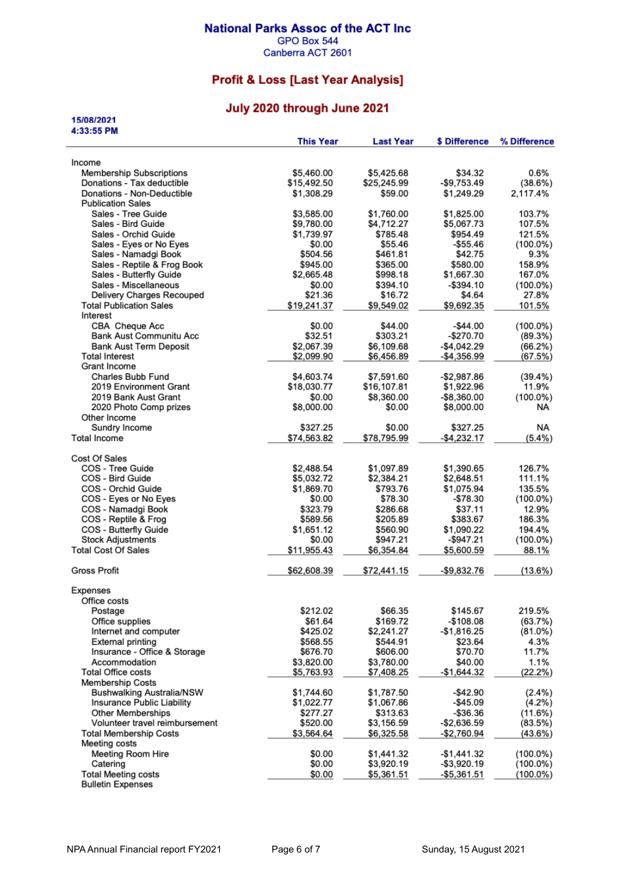**National Parks Assoc of the ACT Inc**
GPO Box 544
Canberra ACT 2601

## Profit & Loss [Last Year Analysis]

### July 2020 through June 2021

15/08/2021
4:33:55 PM

| | This Year | Last Year | $ Difference | % Difference |
|---|---|---|---|---|
| Income | | | | |
| Membership Subscriptions | $5,460.00 | $5,425.68 | $34.32 | 0.6% |
| Donations - Tax deductible | $15,492.50 | $25,245.99 | -$9,753.49 | (38.6%) |
| Donations - Non-Deductible | $1,308.29 | $59.00 | $1,249.29 | 2,117.4% |
| Publication Sales | | | | |
| Sales - Tree Guide | $3,585.00 | $1,760.00 | $1,825.00 | 103.7% |
| Sales - Bird Guide | $9,780.00 | $4,712.27 | $5,067.73 | 107.5% |
| Sales - Orchid Guide | $1,739.97 | $785.48 | $954.49 | 121.5% |
| Sales - Eyes or No Eyes | $0.00 | $55.46 | -$55.46 | (100.0%) |
| Sales - Namadgi Book | $504.56 | $461.81 | $42.75 | 9.3% |
| Sales - Reptile & Frog Book | $945.00 | $365.00 | $580.00 | 158.9% |
| Sales - Butterfly Guide | $2,665.48 | $998.18 | $1,667.30 | 167.0% |
| Sales - Miscellaneous | $0.00 | $394.10 | -$394.10 | (100.0%) |
| Delivery Charges Recouped | $21.36 | $16.72 | $4.64 | 27.8% |
| Total Publication Sales | $19,241.37 | $9,549.02 | $9,692.35 | 101.5% |
| Interest | | | | |
| CBA Cheque Acc | $0.00 | $44.00 | -$44.00 | (100.0%) |
| Bank Aust Communitu Acc | $32.51 | $303.21 | -$270.70 | (89.3%) |
| Bank Aust Term Deposit | $2,067.39 | $6,109.68 | -$4,042.29 | (66.2%) |
| Total Interest | $2,099.90 | $6,456.89 | -$4,356.99 | (67.5%) |
| Grant Income | | | | |
| Charles Bubb Fund | $4,603.74 | $7,591.60 | -$2,987.86 | (39.4%) |
| 2019 Environment Grant | $18,030.77 | $16,107.81 | $1,922.96 | 11.9% |
| 2019 Bank Aust Grant | $0.00 | $8,360.00 | -$8,360.00 | (100.0%) |
| 2020 Photo Comp prizes | $8,000.00 | $0.00 | $8,000.00 | NA |
| Other Income | | | | |
| Sundry Income | $327.25 | $0.00 | $327.25 | NA |
| Total Income | $74,563.82 | $78,795.99 | -$4,232.17 | (5.4%) |
| | | | | |
| Cost Of Sales | | | | |
| COS - Tree Guide | $2,488.54 | $1,097.89 | $1,390.65 | 126.7% |
| COS - Bird Guide | $5,032.72 | $2,384.21 | $2,648.51 | 111.1% |
| COS - Orchid Guide | $1,869.70 | $793.76 | $1,075.94 | 135.5% |
| COS - Eyes or No Eyes | $0.00 | $78.30 | -$78.30 | (100.0%) |
| COS - Namadgi Book | $323.79 | $286.68 | $37.11 | 12.9% |
| COS - Reptile & Frog | $589.56 | $205.89 | $383.67 | 186.3% |
| COS - Butterfly Guide | $1,651.12 | $560.90 | $1,090.22 | 194.4% |
| Stock Adjustments | $0.00 | $947.21 | -$947.21 | (100.0%) |
| Total Cost Of Sales | $11,955.43 | $6,354.84 | $5,600.59 | 88.1% |
| | | | | |
| Gross Profit | $62,608.39 | $72,441.15 | -$9,832.76 | (13.6%) |
| | | | | |
| Expenses | | | | |
| Office costs | | | | |
| Postage | $212.02 | $66.35 | $145.67 | 219.5% |
| Office supplies | $61.64 | $169.72 | -$108.08 | (63.7%) |
| Internet and computer | $425.02 | $2,241.27 | -$1,816.25 | (81.0%) |
| External printing | $568.55 | $544.91 | $23.64 | 4.3% |
| Insurance - Office & Storage | $676.70 | $606.00 | $70.70 | 11.7% |
| Accommodation | $3,820.00 | $3,780.00 | $40.00 | 1.1% |
| Total Office costs | $5,763.93 | $7,408.25 | -$1,644.32 | (22.2%) |
| Membership Costs | | | | |
| Bushwalking Australia/NSW | $1,744.60 | $1,787.50 | -$42.90 | (2.4%) |
| Insurance Public Liability | $1,022.77 | $1,067.86 | -$45.09 | (4.2%) |
| Other Memberships | $277.27 | $313.63 | -$36.36 | (11.6%) |
| Volunteer travel reimbursement | $520.00 | $3,156.59 | -$2,636.59 | (83.5%) |
| Total Membership Costs | $3,564.64 | $6,325.58 | -$2,760.94 | (43.6%) |
| Meeting costs | | | | |
| Meeting Room Hire | $0.00 | $1,441.32 | -$1,441.32 | (100.0%) |
| Catering | $0.00 | $3,920.19 | -$3,920.19 | (100.0%) |
| Total Meeting costs | $0.00 | $5,361.51 | -$5,361.51 | (100.0%) |
| Bulletin Expenses | | | | |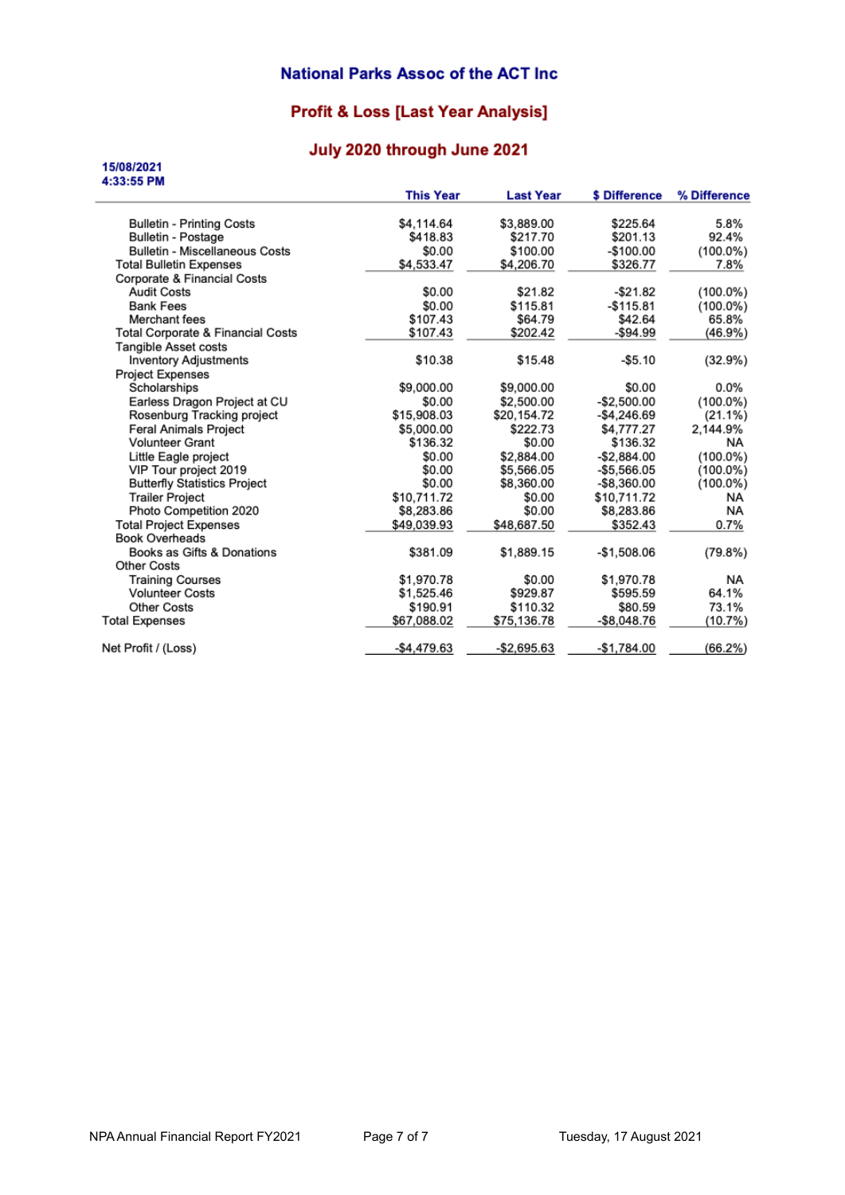# National Parks Assoc of the ACT Inc

## Profit & Loss [Last Year Analysis]

## July 2020 through June 2021

15/08/2021
4:33:55 PM

| | This Year | Last Year | $ Difference | % Difference |
|---|---|---|---|---|
| Bulletin - Printing Costs | $4,114.64 | $3,889.00 | $225.64 | 5.8% |
| Bulletin - Postage | $418.83 | $217.70 | $201.13 | 92.4% |
| Bulletin - Miscellaneous Costs | $0.00 | $100.00 | -$100.00 | (100.0%) |
| Total Bulletin Expenses | $4,533.47 | $4,206.70 | $326.77 | 7.8% |
| Corporate & Financial Costs | | | | |
| Audit Costs | $0.00 | $21.82 | -$21.82 | (100.0%) |
| Bank Fees | $0.00 | $115.81 | -$115.81 | (100.0%) |
| Merchant fees | $107.43 | $64.79 | $42.64 | 65.8% |
| Total Corporate & Financial Costs | $107.43 | $202.42 | -$94.99 | (46.9%) |
| Tangible Asset costs | | | | |
| Inventory Adjustments | $10.38 | $15.48 | -$5.10 | (32.9%) |
| Project Expenses | | | | |
| Scholarships | $9,000.00 | $9,000.00 | $0.00 | 0.0% |
| Earless Dragon Project at CU | $0.00 | $2,500.00 | -$2,500.00 | (100.0%) |
| Rosenburg Tracking project | $15,908.03 | $20,154.72 | -$4,246.69 | (21.1%) |
| Feral Animals Project | $5,000.00 | $222.73 | $4,777.27 | 2,144.9% |
| Volunteer Grant | $136.32 | $0.00 | $136.32 | NA |
| Little Eagle project | $0.00 | $2,884.00 | -$2,884.00 | (100.0%) |
| VIP Tour project 2019 | $0.00 | $5,566.05 | -$5,566.05 | (100.0%) |
| Butterfly Statistics Project | $0.00 | $8,360.00 | -$8,360.00 | (100.0%) |
| Trailer Project | $10,711.72 | $0.00 | $10,711.72 | NA |
| Photo Competition 2020 | $8,283.86 | $0.00 | $8,283.86 | NA |
| Total Project Expenses | $49,039.93 | $48,687.50 | $352.43 | 0.7% |
| Book Overheads | | | | |
| Books as Gifts & Donations | $381.09 | $1,889.15 | -$1,508.06 | (79.8%) |
| Other Costs | | | | |
| Training Courses | $1,970.78 | $0.00 | $1,970.78 | NA |
| Volunteer Costs | $1,525.46 | $929.87 | $595.59 | 64.1% |
| Other Costs | $190.91 | $110.32 | $80.59 | 73.1% |
| Total Expenses | $67,088.02 | $75,136.78 | -$8,048.76 | (10.7%) |
| Net Profit / (Loss) | -$4,479.63 | -$2,695.63 | -$1,784.00 | (66.2%) |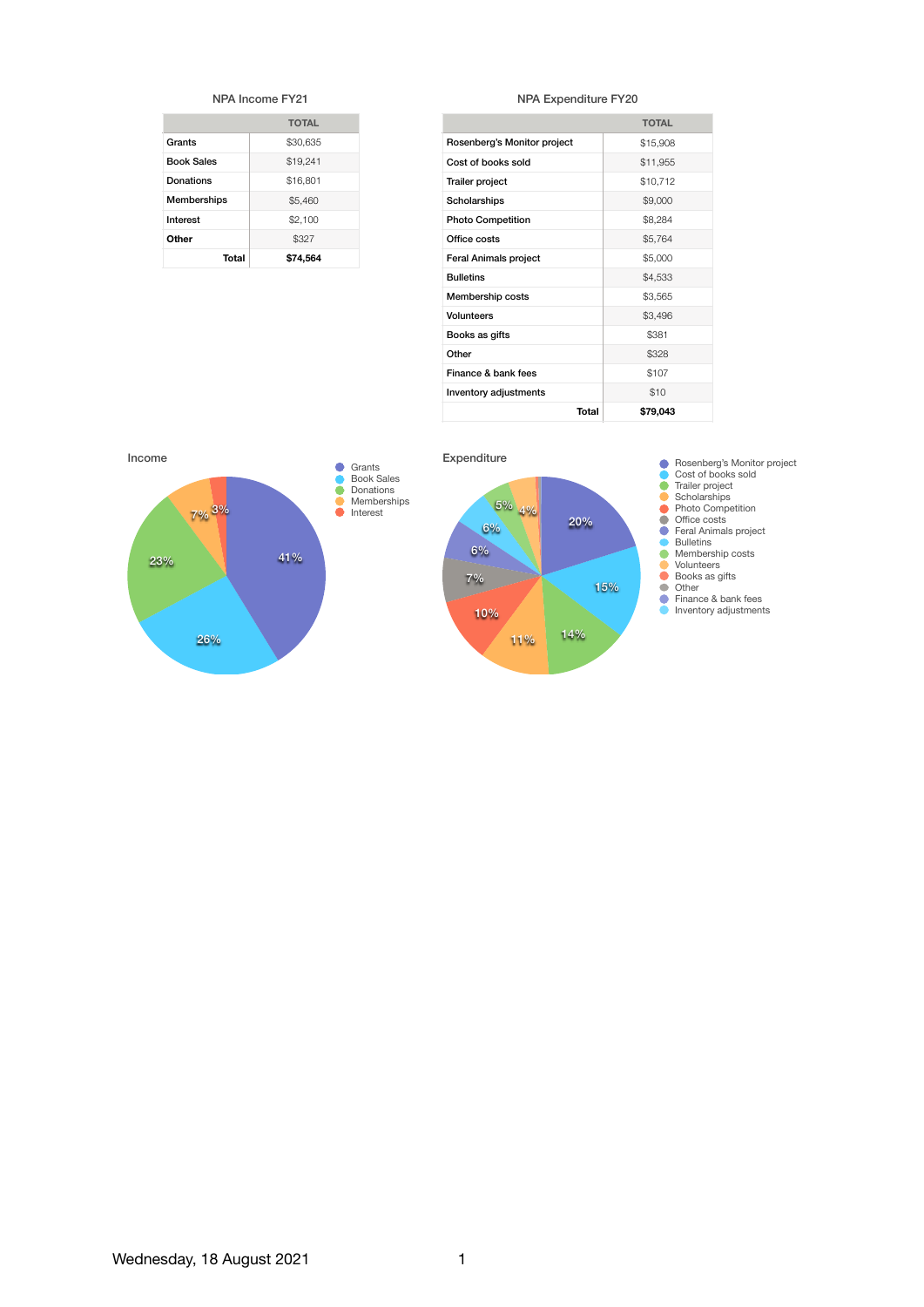### NPA Income FY21

| | TOTAL |
|---|---|
| Grants | $30,635 |
| Book Sales | $19,241 |
| Donations | $16,801 |
| Memberships | $5,460 |
| Interest | $2,100 |
| Other | $327 |
| **Total** | **$74,564** |

### NPA Expenditure FY20

| | TOTAL |
|---|---|
| Rosenberg's Monitor project | $15,908 |
| Cost of books sold | $11,955 |
| Trailer project | $10,712 |
| Scholarships | $9,000 |
| Photo Competition | $8,284 |
| Office costs | $5,764 |
| Feral Animals project | $5,000 |
| Bulletins | $4,533 |
| Membership costs | $3,565 |
| Volunteers | $3,496 |
| Books as gifts | $381 |
| Other | $328 |
| Finance & bank fees | $107 |
| Inventory adjustments | $10 |
| **Total** | **$79,043** |

**Income**

- Grants: 41%
- Book Sales: 26%
- Donations: 23%
- Memberships: 7%
- Interest: 3%

**Expenditure**

- Rosenberg's Monitor project: 20%
- Cost of books sold: 15%
- Trailer project: 14%
- Scholarships: 11%
- Photo Competition: 10%
- Office costs: 7%
- Feral Animals project: 6%
- Bulletins: 6%
- Membership costs: 5%
- Volunteers: 4%
- Books as gifts
- Other
- Finance & bank fees
- Inventory adjustments

Wednesday, 18 August 2021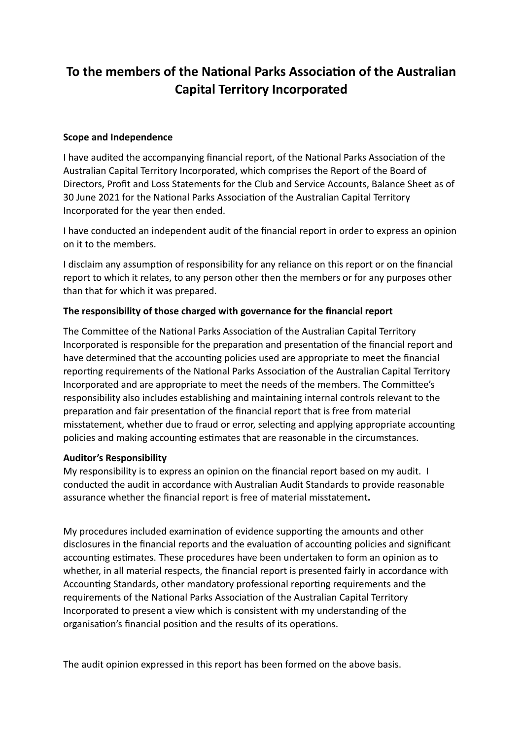# To the members of the National Parks Association of the Australian Capital Territory Incorporated

**Scope and Independence**

I have audited the accompanying financial report, of the National Parks Association of the Australian Capital Territory Incorporated, which comprises the Report of the Board of Directors, Profit and Loss Statements for the Club and Service Accounts, Balance Sheet as of 30 June 2021 for the National Parks Association of the Australian Capital Territory Incorporated for the year then ended.

I have conducted an independent audit of the financial report in order to express an opinion on it to the members.

I disclaim any assumption of responsibility for any reliance on this report or on the financial report to which it relates, to any person other then the members or for any purposes other than that for which it was prepared.

**The responsibility of those charged with governance for the financial report**

The Committee of the National Parks Association of the Australian Capital Territory Incorporated is responsible for the preparation and presentation of the financial report and have determined that the accounting policies used are appropriate to meet the financial reporting requirements of the National Parks Association of the Australian Capital Territory Incorporated and are appropriate to meet the needs of the members. The Committee's responsibility also includes establishing and maintaining internal controls relevant to the preparation and fair presentation of the financial report that is free from material misstatement, whether due to fraud or error, selecting and applying appropriate accounting policies and making accounting estimates that are reasonable in the circumstances.

**Auditor's Responsibility**

My responsibility is to express an opinion on the financial report based on my audit. I conducted the audit in accordance with Australian Audit Standards to provide reasonable assurance whether the financial report is free of material misstatement**.**

My procedures included examination of evidence supporting the amounts and other disclosures in the financial reports and the evaluation of accounting policies and significant accounting estimates. These procedures have been undertaken to form an opinion as to whether, in all material respects, the financial report is presented fairly in accordance with Accounting Standards, other mandatory professional reporting requirements and the requirements of the National Parks Association of the Australian Capital Territory Incorporated to present a view which is consistent with my understanding of the organisation's financial position and the results of its operations.

The audit opinion expressed in this report has been formed on the above basis.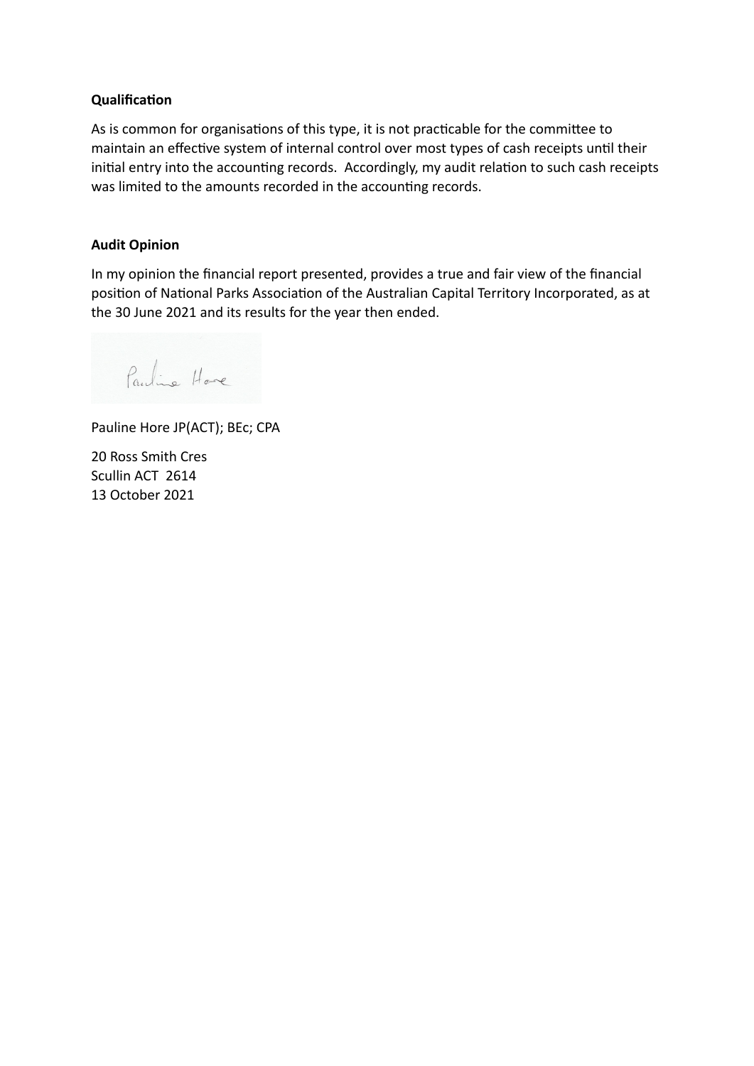**Qualification**

As is common for organisations of this type, it is not practicable for the committee to maintain an effective system of internal control over most types of cash receipts until their initial entry into the accounting records. Accordingly, my audit relation to such cash receipts was limited to the amounts recorded in the accounting records.

**Audit Opinion**

In my opinion the financial report presented, provides a true and fair view of the financial position of National Parks Association of the Australian Capital Territory Incorporated, as at the 30 June 2021 and its results for the year then ended.

Pauline Hore

Pauline Hore JP(ACT); BEc; CPA

20 Ross Smith Cres
Scullin ACT 2614
13 October 2021